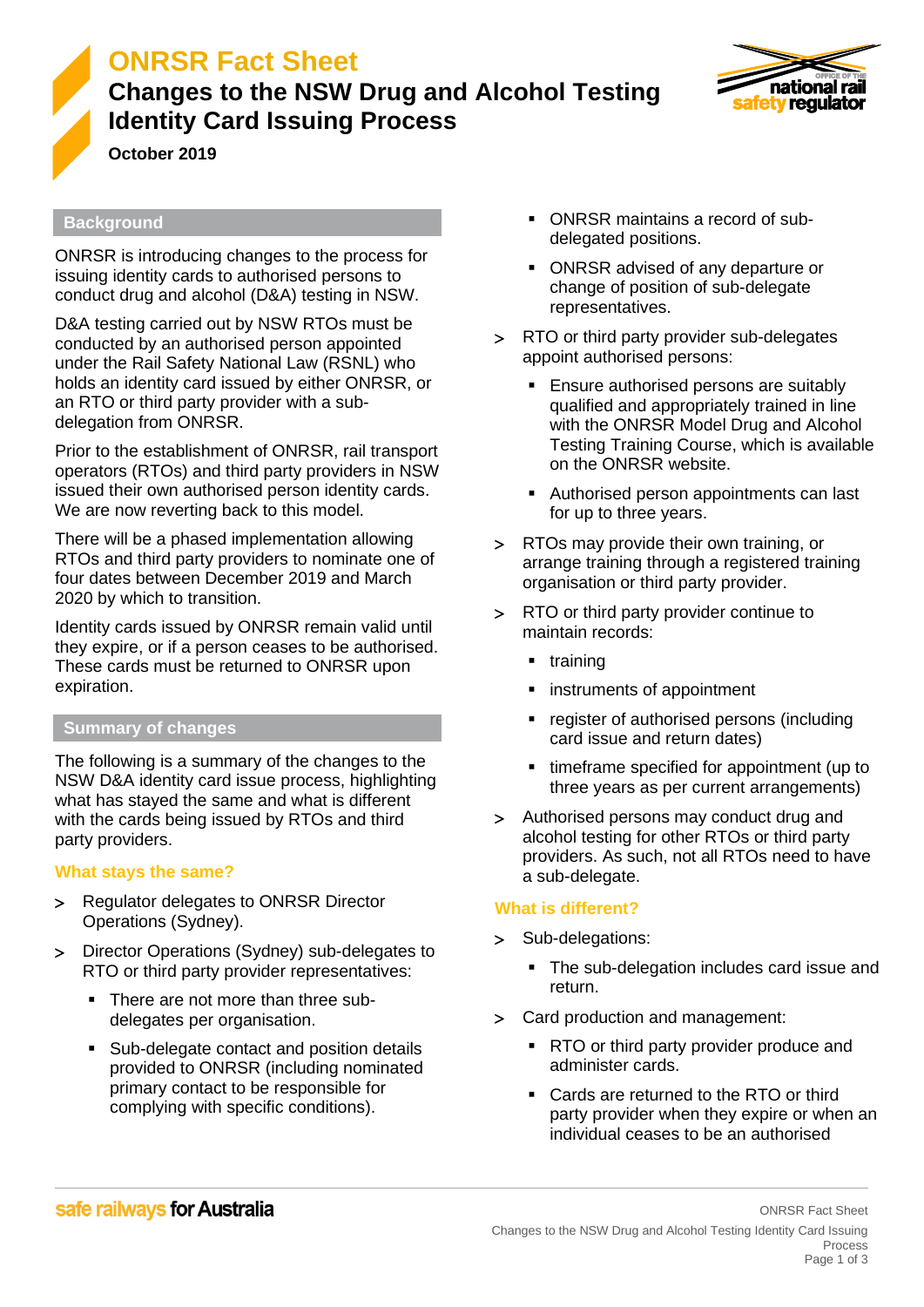# ONRSR Fact Sheet

## Changes to the NSW Drug and Alcohol Testing Identity Card Issuing Process

**October 2019**

### Background

ONRSR is introducing changes to the process for issuing identity cards to authorised persons to conduct drug and alcohol (D&A) testing in NSW.

D&A testing carried out by NSW RTOs must be conducted by an authorised person appointed under the Rail Safety National Law (RSNL) who holds an identity card issued by either ONRSR, or an RTO or third party provider with a sub-delegation from ONRSR.

Prior to the establishment of ONRSR, rail transport operators (RTOs) and third party providers in NSW issued their own authorised person identity cards. We are now reverting back to this model.

There will be a phased implementation allowing RTOs and third party providers to nominate one of four dates between December 2019 and March 2020 by which to transition.

Identity cards issued by ONRSR remain valid until they expire, or if a person ceases to be authorised. These cards must be returned to ONRSR upon expiration.

### Summary of changes

The following is a summary of the changes to the NSW D&A identity card issue process, highlighting what has stayed the same and what is different with the cards being issued by RTOs and third party providers.

#### What stays the same?

- Regulator delegates to ONRSR Director Operations (Sydney).
- Director Operations (Sydney) sub-delegates to RTO or third party provider representatives:
  - There are not more than three sub-delegates per organisation.
  - Sub-delegate contact and position details provided to ONRSR (including nominated primary contact to be responsible for complying with specific conditions).
  - ONRSR maintains a record of sub-delegated positions.
  - ONRSR advised of any departure or change of position of sub-delegate representatives.
- RTO or third party provider sub-delegates appoint authorised persons:
  - Ensure authorised persons are suitably qualified and appropriately trained in line with the ONRSR Model Drug and Alcohol Testing Training Course, which is available on the ONRSR website.
  - Authorised person appointments can last for up to three years.
- RTOs may provide their own training, or arrange training through a registered training organisation or third party provider.
- RTO or third party provider continue to maintain records:
  - training
  - instruments of appointment
  - register of authorised persons (including card issue and return dates)
  - timeframe specified for appointment (up to three years as per current arrangements)
- Authorised persons may conduct drug and alcohol testing for other RTOs or third party providers. As such, not all RTOs need to have a sub-delegate.

#### What is different?

- Sub-delegations:
  - The sub-delegation includes card issue and return.
- Card production and management:
  - RTO or third party provider produce and administer cards.
  - Cards are returned to the RTO or third party provider when they expire or when an individual ceases to be an authorised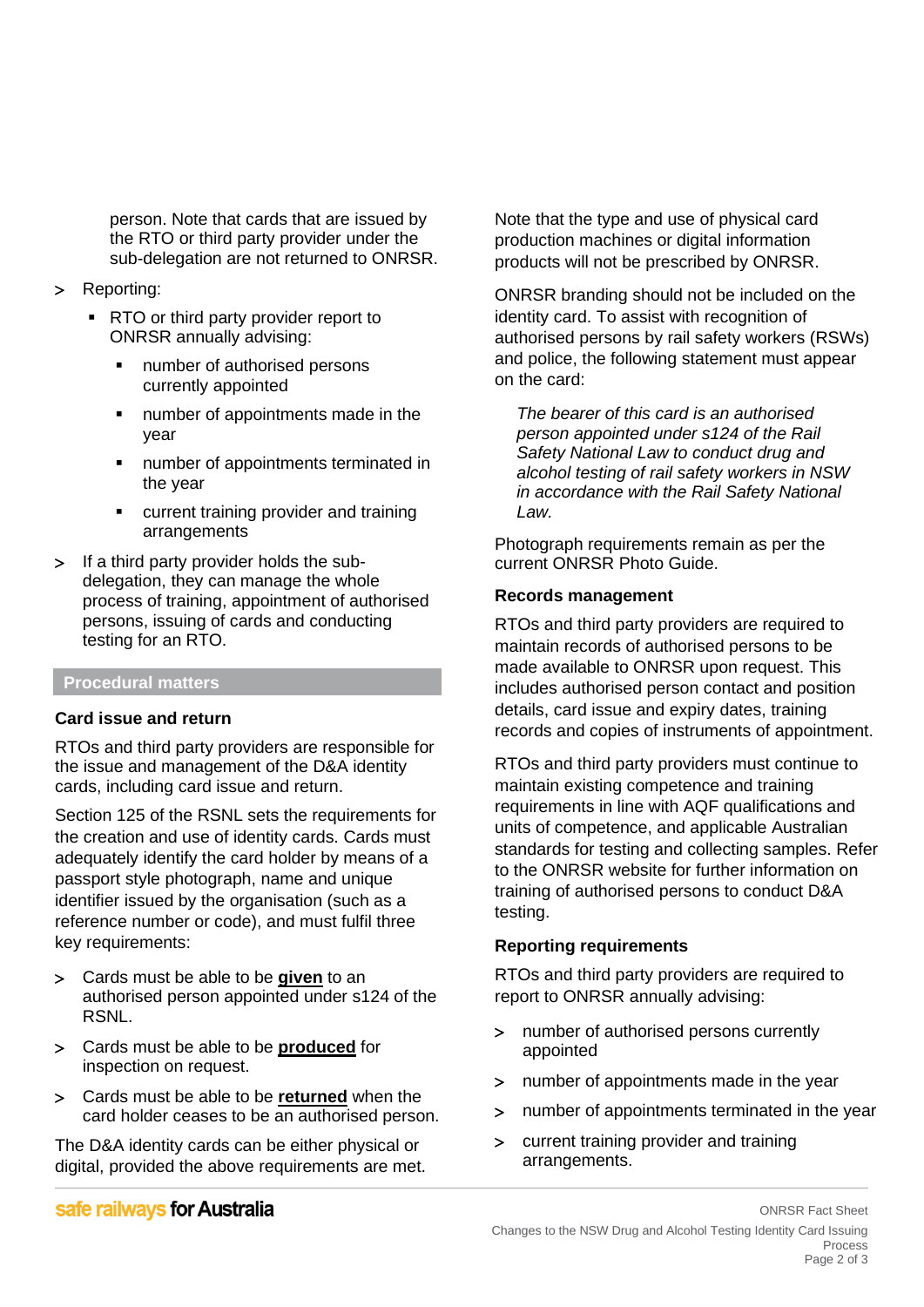person. Note that cards that are issued by the RTO or third party provider under the sub-delegation are not returned to ONRSR.

- Reporting:
  - RTO or third party provider report to ONRSR annually advising:
    - number of authorised persons currently appointed
    - number of appointments made in the year
    - number of appointments terminated in the year
    - current training provider and training arrangements
- If a third party provider holds the sub-delegation, they can manage the whole process of training, appointment of authorised persons, issuing of cards and conducting testing for an RTO.

## Procedural matters

### Card issue and return

RTOs and third party providers are responsible for the issue and management of the D&A identity cards, including card issue and return.

Section 125 of the RSNL sets the requirements for the creation and use of identity cards. Cards must adequately identify the card holder by means of a passport style photograph, name and unique identifier issued by the organisation (such as a reference number or code), and must fulfil three key requirements:

- Cards must be able to be **given** to an authorised person appointed under s124 of the RSNL.
- Cards must be able to be **produced** for inspection on request.
- Cards must be able to be **returned** when the card holder ceases to be an authorised person.

The D&A identity cards can be either physical or digital, provided the above requirements are met.

Note that the type and use of physical card production machines or digital information products will not be prescribed by ONRSR.

ONRSR branding should not be included on the identity card. To assist with recognition of authorised persons by rail safety workers (RSWs) and police, the following statement must appear on the card:

> *The bearer of this card is an authorised person appointed under s124 of the Rail Safety National Law to conduct drug and alcohol testing of rail safety workers in NSW in accordance with the Rail Safety National Law.*

Photograph requirements remain as per the current ONRSR Photo Guide.

### Records management

RTOs and third party providers are required to maintain records of authorised persons to be made available to ONRSR upon request. This includes authorised person contact and position details, card issue and expiry dates, training records and copies of instruments of appointment.

RTOs and third party providers must continue to maintain existing competence and training requirements in line with AQF qualifications and units of competence, and applicable Australian standards for testing and collecting samples. Refer to the ONRSR website for further information on training of authorised persons to conduct D&A testing.

### Reporting requirements

RTOs and third party providers are required to report to ONRSR annually advising:

- number of authorised persons currently appointed
- number of appointments made in the year
- number of appointments terminated in the year
- current training provider and training arrangements.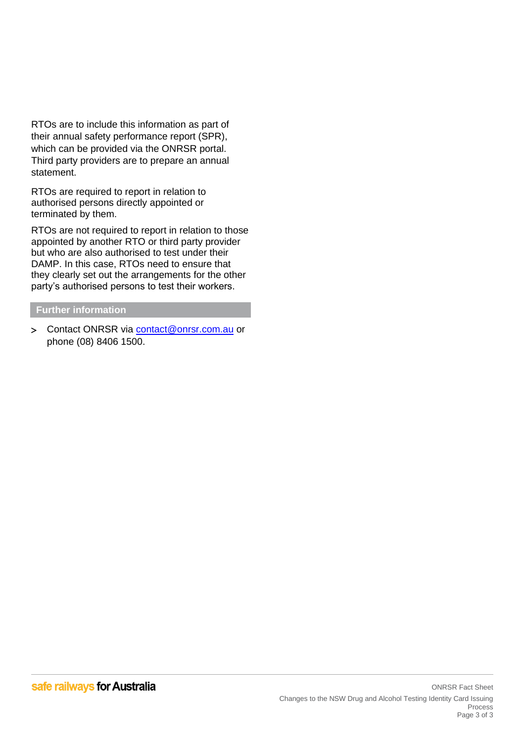RTOs are to include this information as part of their annual safety performance report (SPR), which can be provided via the ONRSR portal. Third party providers are to prepare an annual statement.

RTOs are required to report in relation to authorised persons directly appointed or terminated by them.

RTOs are not required to report in relation to those appointed by another RTO or third party provider but who are also authorised to test under their DAMP. In this case, RTOs need to ensure that they clearly set out the arrangements for the other party's authorised persons to test their workers.

## Further information

- Contact ONRSR via contact@onrsr.com.au or phone (08) 8406 1500.